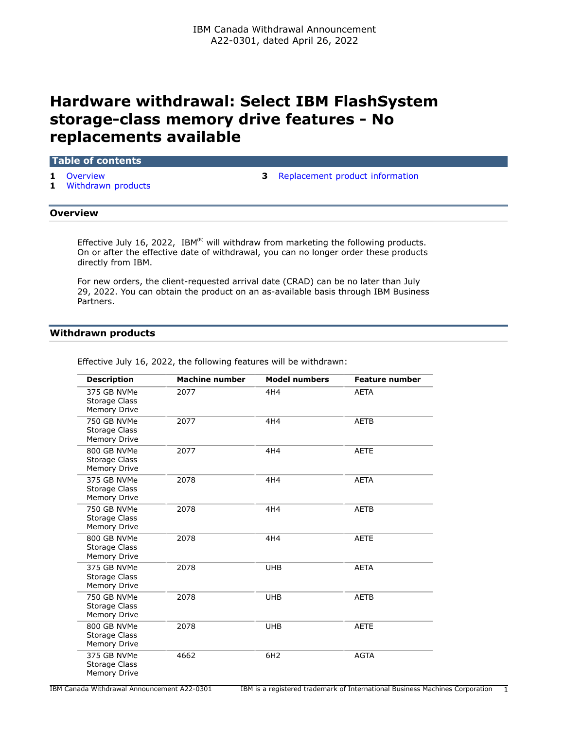IBM Canada Withdrawal Announcement
A22-0301, dated April 26, 2022

# Hardware withdrawal: Select IBM FlashSystem storage-class memory drive features - No replacements available

## Table of contents

1 Overview
1 Withdrawn products
3 Replacement product information

## Overview

Effective July 16, 2022, IBM(R) will withdraw from marketing the following products. On or after the effective date of withdrawal, you can no longer order these products directly from IBM.

For new orders, the client-requested arrival date (CRAD) can be no later than July 29, 2022. You can obtain the product on an as-available basis through IBM Business Partners.

## Withdrawn products

Effective July 16, 2022, the following features will be withdrawn:

| Description | Machine number | Model numbers | Feature number |
|---|---|---|---|
| 375 GB NVMe Storage Class Memory Drive | 2077 | 4H4 | AETA |
| 750 GB NVMe Storage Class Memory Drive | 2077 | 4H4 | AETB |
| 800 GB NVMe Storage Class Memory Drive | 2077 | 4H4 | AETE |
| 375 GB NVMe Storage Class Memory Drive | 2078 | 4H4 | AETA |
| 750 GB NVMe Storage Class Memory Drive | 2078 | 4H4 | AETB |
| 800 GB NVMe Storage Class Memory Drive | 2078 | 4H4 | AETE |
| 375 GB NVMe Storage Class Memory Drive | 2078 | UHB | AETA |
| 750 GB NVMe Storage Class Memory Drive | 2078 | UHB | AETB |
| 800 GB NVMe Storage Class Memory Drive | 2078 | UHB | AETE |
| 375 GB NVMe Storage Class Memory Drive | 4662 | 6H2 | AGTA |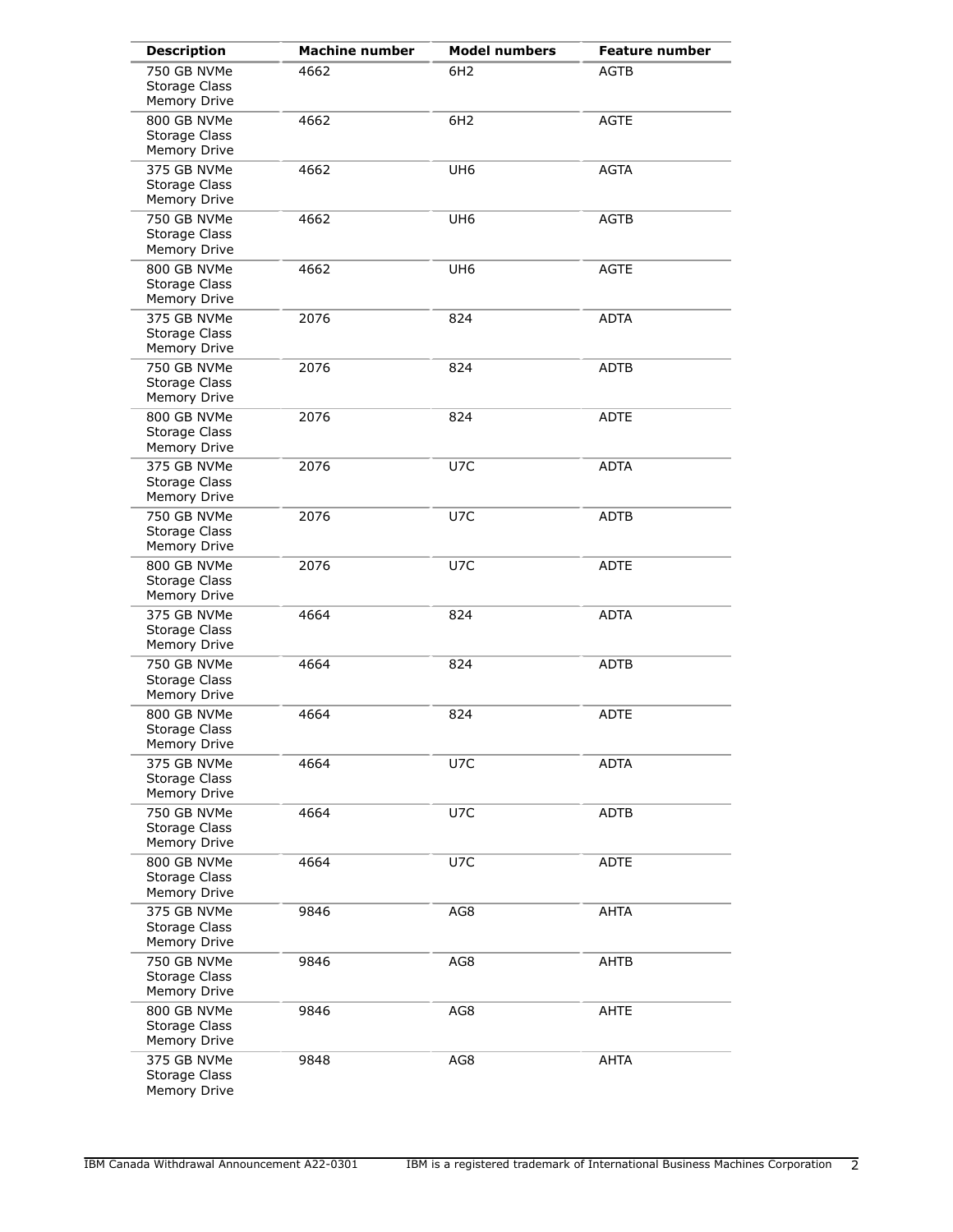| Description | Machine number | Model numbers | Feature number |
| --- | --- | --- | --- |
| 750 GB NVMe Storage Class Memory Drive | 4662 | 6H2 | AGTB |
| 800 GB NVMe Storage Class Memory Drive | 4662 | 6H2 | AGTE |
| 375 GB NVMe Storage Class Memory Drive | 4662 | UH6 | AGTA |
| 750 GB NVMe Storage Class Memory Drive | 4662 | UH6 | AGTB |
| 800 GB NVMe Storage Class Memory Drive | 4662 | UH6 | AGTE |
| 375 GB NVMe Storage Class Memory Drive | 2076 | 824 | ADTA |
| 750 GB NVMe Storage Class Memory Drive | 2076 | 824 | ADTB |
| 800 GB NVMe Storage Class Memory Drive | 2076 | 824 | ADTE |
| 375 GB NVMe Storage Class Memory Drive | 2076 | U7C | ADTA |
| 750 GB NVMe Storage Class Memory Drive | 2076 | U7C | ADTB |
| 800 GB NVMe Storage Class Memory Drive | 2076 | U7C | ADTE |
| 375 GB NVMe Storage Class Memory Drive | 4664 | 824 | ADTA |
| 750 GB NVMe Storage Class Memory Drive | 4664 | 824 | ADTB |
| 800 GB NVMe Storage Class Memory Drive | 4664 | 824 | ADTE |
| 375 GB NVMe Storage Class Memory Drive | 4664 | U7C | ADTA |
| 750 GB NVMe Storage Class Memory Drive | 4664 | U7C | ADTB |
| 800 GB NVMe Storage Class Memory Drive | 4664 | U7C | ADTE |
| 375 GB NVMe Storage Class Memory Drive | 9846 | AG8 | AHTA |
| 750 GB NVMe Storage Class Memory Drive | 9846 | AG8 | AHTB |
| 800 GB NVMe Storage Class Memory Drive | 9846 | AG8 | AHTE |
| 375 GB NVMe Storage Class Memory Drive | 9848 | AG8 | AHTA |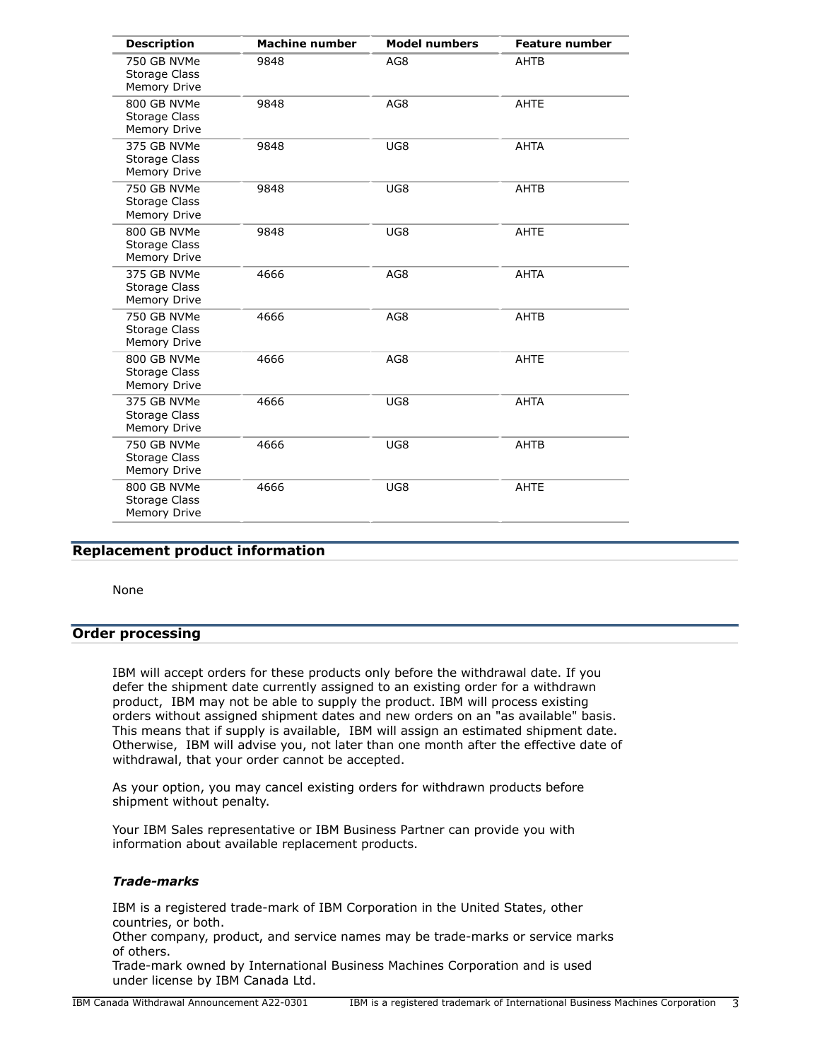| Description | Machine number | Model numbers | Feature number |
| --- | --- | --- | --- |
| 750 GB NVMe Storage Class Memory Drive | 9848 | AG8 | AHTB |
| 800 GB NVMe Storage Class Memory Drive | 9848 | AG8 | AHTE |
| 375 GB NVMe Storage Class Memory Drive | 9848 | UG8 | AHTA |
| 750 GB NVMe Storage Class Memory Drive | 9848 | UG8 | AHTB |
| 800 GB NVMe Storage Class Memory Drive | 9848 | UG8 | AHTE |
| 375 GB NVMe Storage Class Memory Drive | 4666 | AG8 | AHTA |
| 750 GB NVMe Storage Class Memory Drive | 4666 | AG8 | AHTB |
| 800 GB NVMe Storage Class Memory Drive | 4666 | AG8 | AHTE |
| 375 GB NVMe Storage Class Memory Drive | 4666 | UG8 | AHTA |
| 750 GB NVMe Storage Class Memory Drive | 4666 | UG8 | AHTB |
| 800 GB NVMe Storage Class Memory Drive | 4666 | UG8 | AHTE |

## Replacement product information

None

## Order processing

IBM will accept orders for these products only before the withdrawal date. If you defer the shipment date currently assigned to an existing order for a withdrawn product, IBM may not be able to supply the product. IBM will process existing orders without assigned shipment dates and new orders on an "as available" basis. This means that if supply is available, IBM will assign an estimated shipment date. Otherwise, IBM will advise you, not later than one month after the effective date of withdrawal, that your order cannot be accepted.

As your option, you may cancel existing orders for withdrawn products before shipment without penalty.

Your IBM Sales representative or IBM Business Partner can provide you with information about available replacement products.

### *Trade-marks*

IBM is a registered trade-mark of IBM Corporation in the United States, other countries, or both.
Other company, product, and service names may be trade-marks or service marks of others.
Trade-mark owned by International Business Machines Corporation and is used under license by IBM Canada Ltd.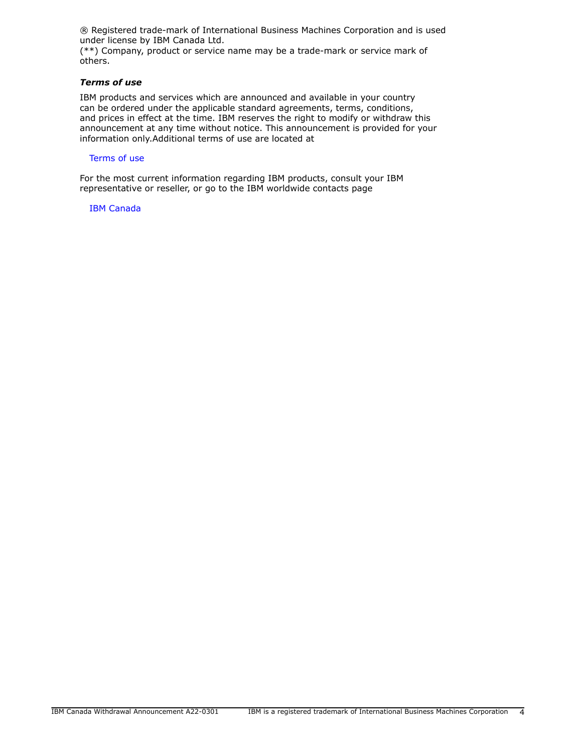® Registered trade-mark of International Business Machines Corporation and is used under license by IBM Canada Ltd.
(**) Company, product or service name may be a trade-mark or service mark of others.

***Terms of use***

IBM products and services which are announced and available in your country can be ordered under the applicable standard agreements, terms, conditions, and prices in effect at the time. IBM reserves the right to modify or withdraw this announcement at any time without notice. This announcement is provided for your information only.Additional terms of use are located at

Terms of use

For the most current information regarding IBM products, consult your IBM representative or reseller, or go to the IBM worldwide contacts page

IBM Canada